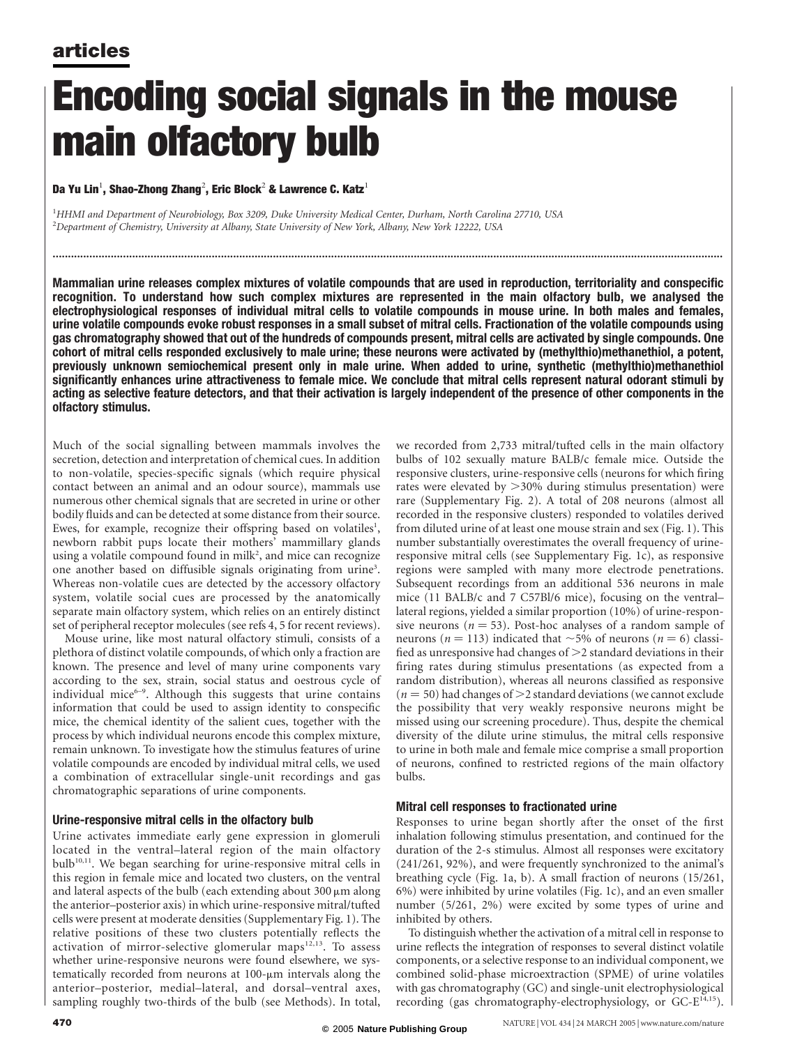# Encoding social signals in the mouse main olfactory bulb

**Da Yu Lin**[1], **Shao-Zhong Zhang**[2], **Eric Block**[2] **& Lawrence C. Katz**[1]

[1]*HHMI and Department of Neurobiology, Box 3209, Duke University Medical Center, Durham, North Carolina 27710, USA*
[2]*Department of Chemistry, University at Albany, State University of New York, Albany, New York 12222, USA*

**Mammalian urine releases complex mixtures of volatile compounds that are used in reproduction, territoriality and conspecific recognition. To understand how such complex mixtures are represented in the main olfactory bulb, we analysed the electrophysiological responses of individual mitral cells to volatile compounds in mouse urine. In both males and females, urine volatile compounds evoke robust responses in a small subset of mitral cells. Fractionation of the volatile compounds using gas chromatography showed that out of the hundreds of compounds present, mitral cells are activated by single compounds. One cohort of mitral cells responded exclusively to male urine; these neurons were activated by (methylthio)methanethiol, a potent, previously unknown semiochemical present only in male urine. When added to urine, synthetic (methylthio)methanethiol significantly enhances urine attractiveness to female mice. We conclude that mitral cells represent natural odorant stimuli by acting as selective feature detectors, and that their activation is largely independent of the presence of other components in the olfactory stimulus.**

Much of the social signalling between mammals involves the secretion, detection and interpretation of chemical cues. In addition to non-volatile, species-specific signals (which require physical contact between an animal and an odour source), mammals use numerous other chemical signals that are secreted in urine or other bodily fluids and can be detected at some distance from their source. Ewes, for example, recognize their offspring based on volatiles[1], newborn rabbit pups locate their mothers' mammillary glands using a volatile compound found in milk[2], and mice can recognize one another based on diffusible signals originating from urine[3]. Whereas non-volatile cues are detected by the accessory olfactory system, volatile social cues are processed by the anatomically separate main olfactory system, which relies on an entirely distinct set of peripheral receptor molecules (see refs 4, 5 for recent reviews).

Mouse urine, like most natural olfactory stimuli, consists of a plethora of distinct volatile compounds, of which only a fraction are known. The presence and level of many urine components vary according to the sex, strain, social status and oestrous cycle of individual mice[6–9]. Although this suggests that urine contains information that could be used to assign identity to conspecific mice, the chemical identity of the salient cues, together with the process by which individual neurons encode this complex mixture, remain unknown. To investigate how the stimulus features of urine volatile compounds are encoded by individual mitral cells, we used a combination of extracellular single-unit recordings and gas chromatographic separations of urine components.

## Urine-responsive mitral cells in the olfactory bulb

Urine activates immediate early gene expression in glomeruli located in the ventral–lateral region of the main olfactory bulb[10,11]. We began searching for urine-responsive mitral cells in this region in female mice and located two clusters, on the ventral and lateral aspects of the bulb (each extending about 300 µm along the anterior–posterior axis) in which urine-responsive mitral/tufted cells were present at moderate densities (Supplementary Fig. 1). The relative positions of these two clusters potentially reflects the activation of mirror-selective glomerular maps[12,13]. To assess whether urine-responsive neurons were found elsewhere, we systematically recorded from neurons at 100-µm intervals along the anterior–posterior, medial–lateral, and dorsal–ventral axes, sampling roughly two-thirds of the bulb (see Methods). In total, we recorded from 2,733 mitral/tufted cells in the main olfactory bulbs of 102 sexually mature BALB/c female mice. Outside the responsive clusters, urine-responsive cells (neurons for which firing rates were elevated by >30% during stimulus presentation) were rare (Supplementary Fig. 2). A total of 208 neurons (almost all recorded in the responsive clusters) responded to volatiles derived from diluted urine of at least one mouse strain and sex (Fig. 1). This number substantially overestimates the overall frequency of urine-responsive mitral cells (see Supplementary Fig. 1c), as responsive regions were sampled with many more electrode penetrations. Subsequent recordings from an additional 536 neurons in male mice (11 BALB/c and 7 C57Bl/6 mice), focusing on the ventral–lateral regions, yielded a similar proportion (10%) of urine-responsive neurons ($n = 53$). Post-hoc analyses of a random sample of neurons ($n = 113$) indicated that ~5% of neurons ($n = 6$) classified as unresponsive had changes of >2 standard deviations in their firing rates during stimulus presentations (as expected from a random distribution), whereas all neurons classified as responsive ($n = 50$) had changes of >2 standard deviations (we cannot exclude the possibility that very weakly responsive neurons might be missed using our screening procedure). Thus, despite the chemical diversity of the dilute urine stimulus, the mitral cells responsive to urine in both male and female mice comprise a small proportion of neurons, confined to restricted regions of the main olfactory bulbs.

## Mitral cell responses to fractionated urine

Responses to urine began shortly after the onset of the first inhalation following stimulus presentation, and continued for the duration of the 2-s stimulus. Almost all responses were excitatory (241/261, 92%), and were frequently synchronized to the animal's breathing cycle (Fig. 1a, b). A small fraction of neurons (15/261, 6%) were inhibited by urine volatiles (Fig. 1c), and an even smaller number (5/261, 2%) were excited by some types of urine and inhibited by others.

To distinguish whether the activation of a mitral cell in response to urine reflects the integration of responses to several distinct volatile components, or a selective response to an individual component, we combined solid-phase microextraction (SPME) of urine volatiles with gas chromatography (GC) and single-unit electrophysiological recording (gas chromatography-electrophysiology, or GC-E[14,15]).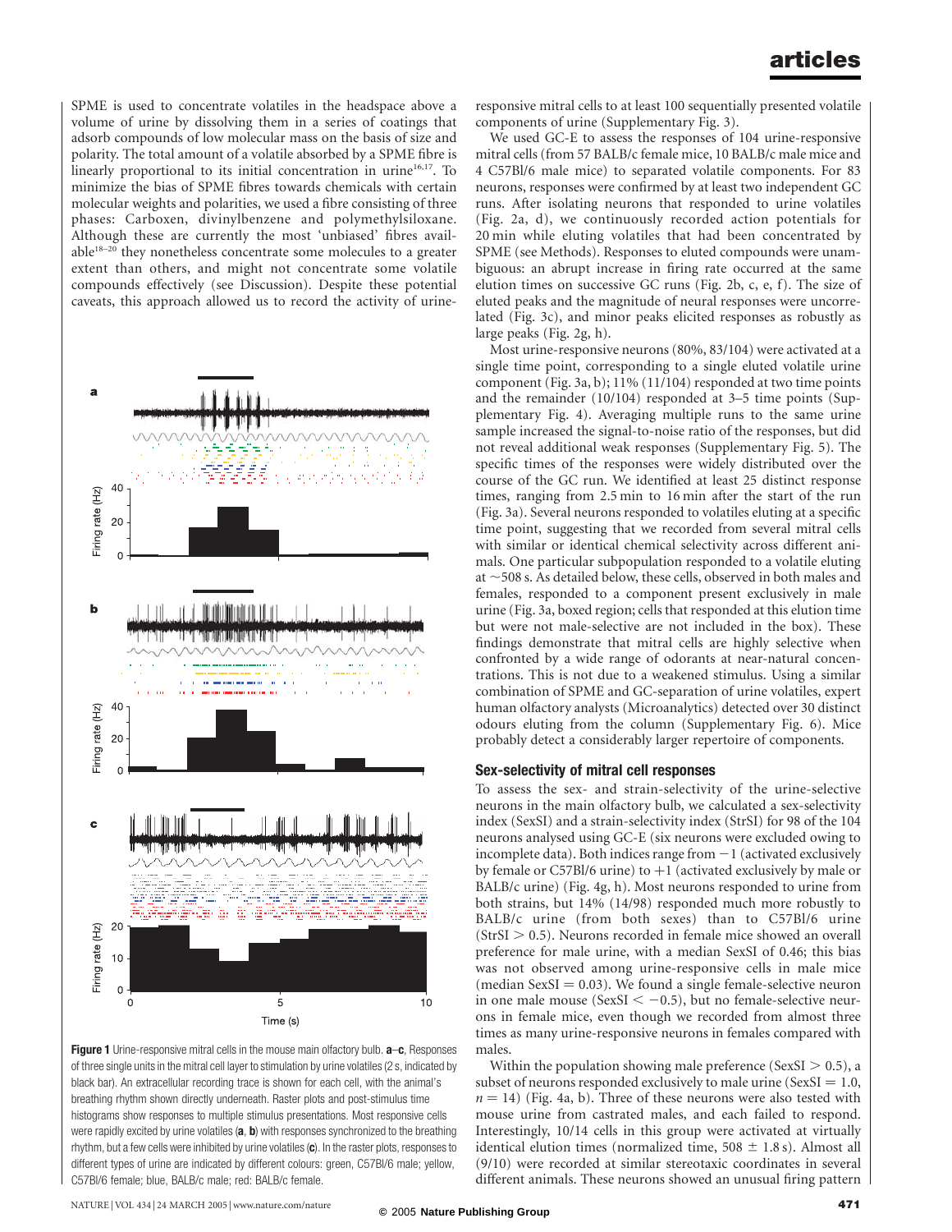SPME is used to concentrate volatiles in the headspace above a volume of urine by dissolving them in a series of coatings that adsorb compounds of low molecular mass on the basis of size and polarity. The total amount of a volatile absorbed by a SPME fibre is linearly proportional to its initial concentration in urine[16,17]. To minimize the bias of SPME fibres towards chemicals with certain molecular weights and polarities, we used a fibre consisting of three phases: Carboxen, divinylbenzene and polymethylsiloxane. Although these are currently the most 'unbiased' fibres available[18–20] they nonetheless concentrate some molecules to a greater extent than others, and might not concentrate some volatile compounds effectively (see Discussion). Despite these potential caveats, this approach allowed us to record the activity of urine-responsive mitral cells to at least 100 sequentially presented volatile components of urine (Supplementary Fig. 3).

We used GC-E to assess the responses of 104 urine-responsive mitral cells (from 57 BALB/c female mice, 10 BALB/c male mice and 4 C57Bl/6 male mice) to separated volatile components. For 83 neurons, responses were confirmed by at least two independent GC runs. After isolating neurons that responded to urine volatiles (Fig. 2a, d), we continuously recorded action potentials for 20 min while eluting volatiles that had been concentrated by SPME (see Methods). Responses to eluted compounds were unambiguous: an abrupt increase in firing rate occurred at the same elution times on successive GC runs (Fig. 2b, c, e, f). The size of eluted peaks and the magnitude of neural responses were uncorrelated (Fig. 3c), and minor peaks elicited responses as robustly as large peaks (Fig. 2g, h).

Most urine-responsive neurons (80%, 83/104) were activated at a single time point, corresponding to a single eluted volatile urine component (Fig. 3a, b); 11% (11/104) responded at two time points and the remainder (10/104) responded at 3–5 time points (Supplementary Fig. 4). Averaging multiple runs to the same urine sample increased the signal-to-noise ratio of the responses, but did not reveal additional weak responses (Supplementary Fig. 5). The specific times of the responses were widely distributed over the course of the GC run. We identified at least 25 distinct response times, ranging from 2.5 min to 16 min after the start of the run (Fig. 3a). Several neurons responded to volatiles eluting at a specific time point, suggesting that we recorded from several mitral cells with similar or identical chemical selectivity across different animals. One particular subpopulation responded to a volatile eluting at ~508 s. As detailed below, these cells, observed in both males and females, responded to a component present exclusively in male urine (Fig. 3a, boxed region; cells that responded at this elution time but were not male-selective are not included in the box). These findings demonstrate that mitral cells are highly selective when confronted by a wide range of odorants at near-natural concentrations. This is not due to a weakened stimulus. Using a similar combination of SPME and GC-separation of urine volatiles, expert human olfactory analysts (Microanalytics) detected over 30 distinct odours eluting from the column (Supplementary Fig. 6). Mice probably detect a considerably larger repertoire of components.

Figure 1 Urine-responsive mitral cells in the mouse main olfactory bulb. **a**–**c**, Responses of three single units in the mitral cell layer to stimulation by urine volatiles (2 s, indicated by black bar). An extracellular recording trace is shown for each cell, with the animal's breathing rhythm shown directly underneath. Raster plots and post-stimulus time histograms show responses to multiple stimulus presentations. Most responsive cells were rapidly excited by urine volatiles (**a**, **b**) with responses synchronized to the breathing rhythm, but a few cells were inhibited by urine volatiles (**c**). In the raster plots, responses to different types of urine are indicated by different colours: green, C57Bl/6 male; yellow, C57Bl/6 female; blue, BALB/c male; red: BALB/c female.

## Sex-selectivity of mitral cell responses

To assess the sex- and strain-selectivity of the urine-selective neurons in the main olfactory bulb, we calculated a sex-selectivity index (SexSI) and a strain-selectivity index (StrSI) for 98 of the 104 neurons analysed using GC-E (six neurons were excluded owing to incomplete data). Both indices range from −1 (activated exclusively by female or C57Bl/6 urine) to +1 (activated exclusively by male or BALB/c urine) (Fig. 4g, h). Most neurons responded to urine from both strains, but 14% (14/98) responded much more robustly to BALB/c urine (from both sexes) than to C57Bl/6 urine (StrSI > 0.5). Neurons recorded in female mice showed an overall preference for male urine, with a median SexSI of 0.46; this bias was not observed among urine-responsive cells in male mice (median SexSI = 0.03). We found a single female-selective neuron in one male mouse (SexSI < −0.5), but no female-selective neurons in female mice, even though we recorded from almost three times as many urine-responsive neurons in females compared with males.

Within the population showing male preference (SexSI > 0.5), a subset of neurons responded exclusively to male urine (SexSI = 1.0, $n = 14$) (Fig. 4a, b). Three of these neurons were also tested with mouse urine from castrated males, and each failed to respond. Interestingly, 10/14 cells in this group were activated at virtually identical elution times (normalized time, 508 ± 1.8 s). Almost all (9/10) were recorded at similar stereotaxic coordinates in several different animals. These neurons showed an unusual firing pattern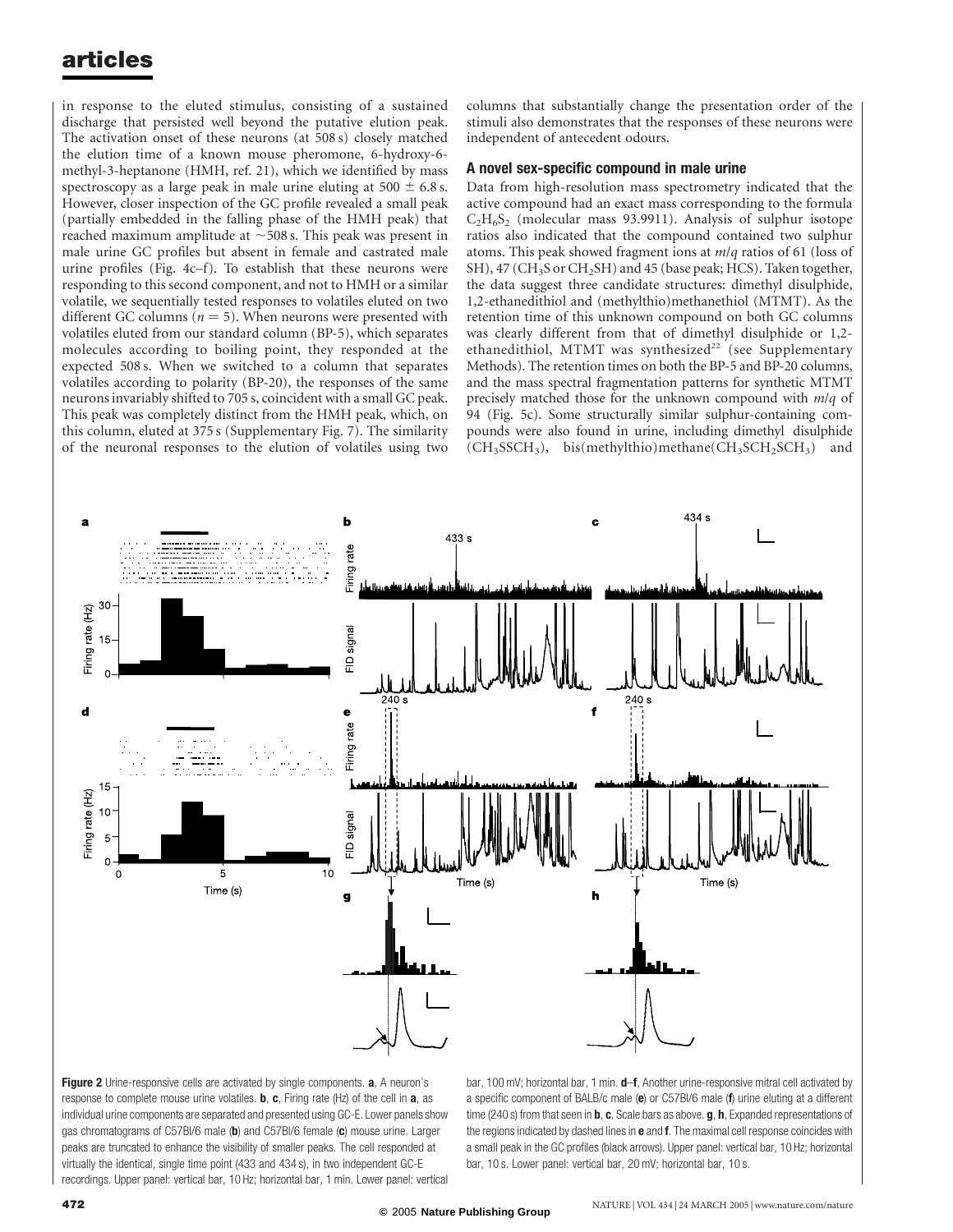in response to the eluted stimulus, consisting of a sustained discharge that persisted well beyond the putative elution peak. The activation onset of these neurons (at 508 s) closely matched the elution time of a known mouse pheromone, 6-hydroxy-6-methyl-3-heptanone (HMH, ref. 21), which we identified by mass spectroscopy as a large peak in male urine eluting at 500 ± 6.8 s. However, closer inspection of the GC profile revealed a small peak (partially embedded in the falling phase of the HMH peak) that reached maximum amplitude at ~508 s. This peak was present in male urine GC profiles but absent in female and castrated male urine profiles (Fig. 4c–f). To establish that these neurons were responding to this second component, and not to HMH or a similar volatile, we sequentially tested responses to volatiles eluted on two different GC columns ($n = 5$). When neurons were presented with volatiles eluted from our standard column (BP-5), which separates molecules according to boiling point, they responded at the expected 508 s. When we switched to a column that separates volatiles according to polarity (BP-20), the responses of the same neurons invariably shifted to 705 s, coincident with a small GC peak. This peak was completely distinct from the HMH peak, which, on this column, eluted at 375 s (Supplementary Fig. 7). The similarity of the neuronal responses to the elution of volatiles using two columns that substantially change the presentation order of the stimuli also demonstrates that the responses of these neurons were independent of antecedent odours.

### A novel sex-specific compound in male urine

Data from high-resolution mass spectrometry indicated that the active compound had an exact mass corresponding to the formula $C_2H_6S_2$ (molecular mass 93.9911). Analysis of sulphur isotope ratios also indicated that the compound contained two sulphur atoms. This peak showed fragment ions at *m*/*q* ratios of 61 (loss of SH), 47 ($CH_3S$ or $CH_2SH$) and 45 (base peak; HCS). Taken together, the data suggest three candidate structures: dimethyl disulphide, 1,2-ethanedithiol and (methylthio)methanethiol (MTMT). As the retention time of this unknown compound on both GC columns was clearly different from that of dimethyl disulphide or 1,2-ethanedithiol, MTMT was synthesized[22] (see Supplementary Methods). The retention times on both the BP-5 and BP-20 columns, and the mass spectral fragmentation patterns for synthetic MTMT precisely matched those for the unknown compound with *m*/*q* of 94 (Fig. 5c). Some structurally similar sulphur-containing compounds were also found in urine, including dimethyl disulphide ($CH_3SSCH_3$), bis(methylthio)methane($CH_3SCH_2SCH_3$) and

**Figure 2** Urine-responsive cells are activated by single components. **a**, A neuron's response to complete mouse urine volatiles. **b**, **c**, Firing rate (Hz) of the cell in **a**, as individual urine components are separated and presented using GC-E. Lower panels show gas chromatograms of C57Bl/6 male (**b**) and C57Bl/6 female (**c**) mouse urine. Larger peaks are truncated to enhance the visibility of smaller peaks. The cell responded at virtually the identical, single time point (433 and 434 s), in two independent GC-E recordings. Upper panel: vertical bar, 10 Hz; horizontal bar, 1 min. Lower panel: vertical bar, 100 mV; horizontal bar, 1 min. **d**–**f**, Another urine-responsive mitral cell activated by a specific component of BALB/c male (**e**) or C57Bl/6 male (**f**) urine eluting at a different time (240 s) from that seen in **b**, **c**. Scale bars as above. **g**, **h**, Expanded representations of the regions indicated by dashed lines in **e** and **f**. The maximal cell response coincides with a small peak in the GC profiles (black arrows). Upper panel: vertical bar, 10 Hz; horizontal bar, 10 s. Lower panel: vertical bar, 20 mV; horizontal bar, 10 s.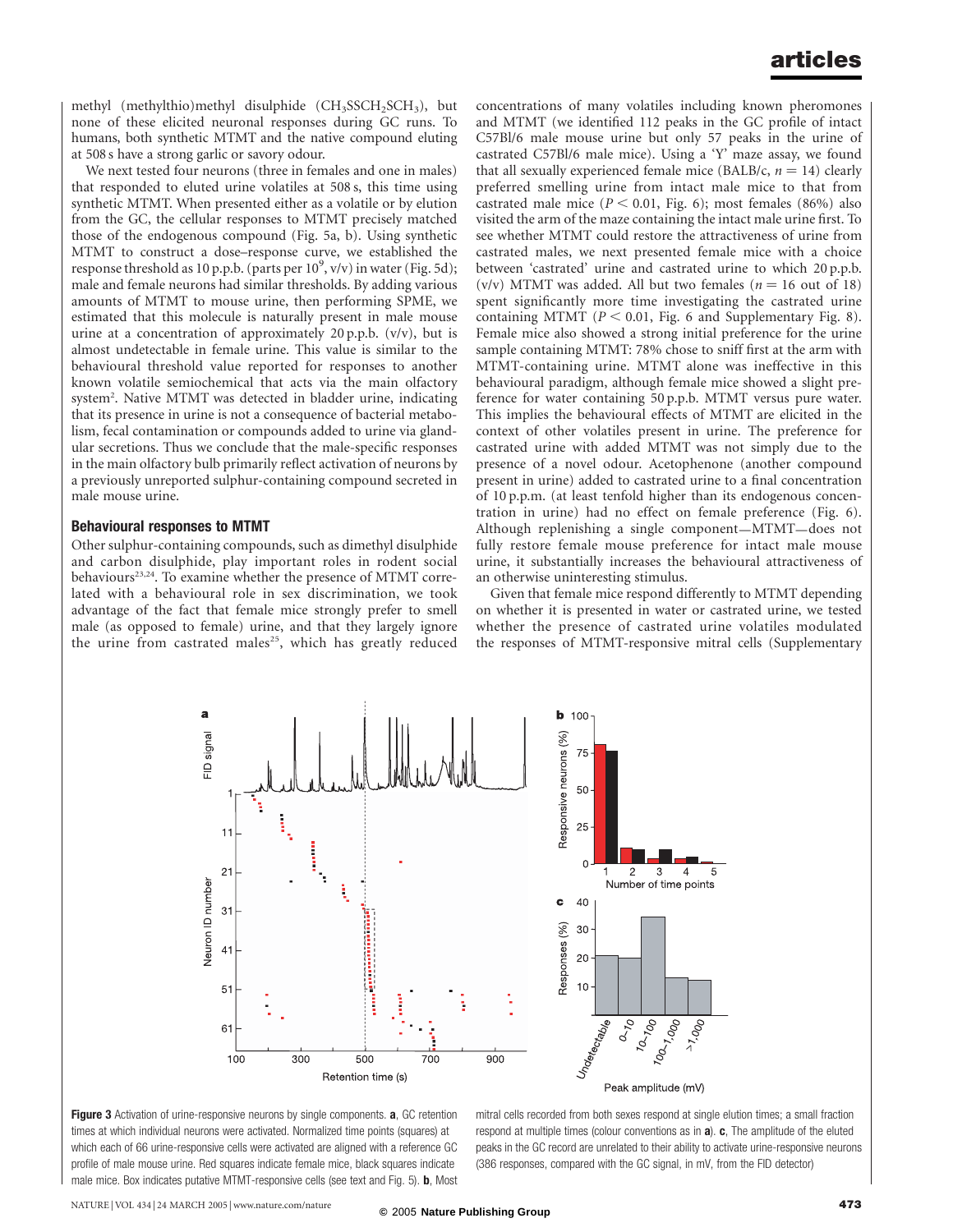methyl (methylthio)methyl disulphide ($CH_3SSCH_2SCH_3$), but none of these elicited neuronal responses during GC runs. To humans, both synthetic MTMT and the native compound eluting at 508 s have a strong garlic or savory odour.

We next tested four neurons (three in females and one in males) that responded to eluted urine volatiles at 508 s, this time using synthetic MTMT. When presented either as a volatile or by elution from the GC, the cellular responses to MTMT precisely matched those of the endogenous compound (Fig. 5a, b). Using synthetic MTMT to construct a dose–response curve, we established the response threshold as 10 p.p.b. (parts per $10^9$, v/v) in water (Fig. 5d); male and female neurons had similar thresholds. By adding various amounts of MTMT to mouse urine, then performing SPME, we estimated that this molecule is naturally present in male mouse urine at a concentration of approximately 20 p.p.b. (v/v), but is almost undetectable in female urine. This value is similar to the behavioural threshold value reported for responses to another known volatile semiochemical that acts via the main olfactory system[2]. Native MTMT was detected in bladder urine, indicating that its presence in urine is not a consequence of bacterial metabolism, fecal contamination or compounds added to urine via glandular secretions. Thus we conclude that the male-specific responses in the main olfactory bulb primarily reflect activation of neurons by a previously unreported sulphur-containing compound secreted in male mouse urine.

## Behavioural responses to MTMT

Other sulphur-containing compounds, such as dimethyl disulphide and carbon disulphide, play important roles in rodent social behaviours[23,24]. To examine whether the presence of MTMT correlated with a behavioural role in sex discrimination, we took advantage of the fact that female mice strongly prefer to smell male (as opposed to female) urine, and that they largely ignore the urine from castrated males[25], which has greatly reduced concentrations of many volatiles including known pheromones and MTMT (we identified 112 peaks in the GC profile of intact C57Bl/6 male mouse urine but only 57 peaks in the urine of castrated C57Bl/6 male mice). Using a 'Y' maze assay, we found that all sexually experienced female mice (BALB/c, $n = 14$) clearly preferred smelling urine from intact male mice to that from castrated male mice ($P < 0.01$, Fig. 6); most females (86%) also visited the arm of the maze containing the intact male urine first. To see whether MTMT could restore the attractiveness of urine from castrated males, we next presented female mice with a choice between 'castrated' urine and castrated urine to which 20 p.p.b. (v/v) MTMT was added. All but two females ($n = 16$ out of 18) spent significantly more time investigating the castrated urine containing MTMT ($P < 0.01$, Fig. 6 and Supplementary Fig. 8). Female mice also showed a strong initial preference for the urine sample containing MTMT: 78% chose to sniff first at the arm with MTMT-containing urine. MTMT alone was ineffective in this behavioural paradigm, although female mice showed a slight preference for water containing 50 p.p.b. MTMT versus pure water. This implies the behavioural effects of MTMT are elicited in the context of other volatiles present in urine. The preference for castrated urine with added MTMT was not simply due to the presence of a novel odour. Acetophenone (another compound present in urine) added to castrated urine to a final concentration of 10 p.p.m. (at least tenfold higher than its endogenous concentration in urine) had no effect on female preference (Fig. 6). Although replenishing a single component—MTMT—does not fully restore female mouse preference for intact male mouse urine, it substantially increases the behavioural attractiveness of an otherwise uninteresting stimulus.

Given that female mice respond differently to MTMT depending on whether it is presented in water or castrated urine, we tested whether the presence of castrated urine volatiles modulated the responses of MTMT-responsive mitral cells (Supplementary

**Figure 3** Activation of urine-responsive neurons by single components. **a**, GC retention times at which individual neurons were activated. Normalized time points (squares) at which each of 66 urine-responsive cells were activated are aligned with a reference GC profile of male mouse urine. Red squares indicate female mice, black squares indicate male mice. Box indicates putative MTMT-responsive cells (see text and Fig. 5). **b**, Most mitral cells recorded from both sexes respond at single elution times; a small fraction respond at multiple times (colour conventions as in **a**). **c**, The amplitude of the eluted peaks in the GC record are unrelated to their ability to activate urine-responsive neurons (386 responses, compared with the GC signal, in mV, from the FID detector)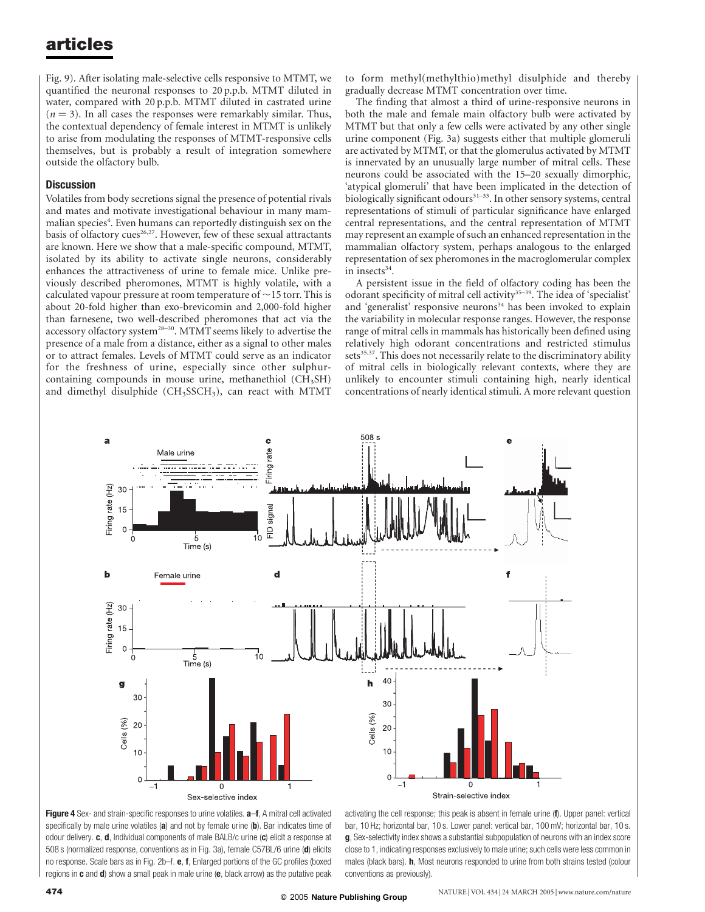Fig. 9). After isolating male-selective cells responsive to MTMT, we quantified the neuronal responses to 20 p.p.b. MTMT diluted in water, compared with 20 p.p.b. MTMT diluted in castrated urine ($n = 3$). In all cases the responses were remarkably similar. Thus, the contextual dependency of female interest in MTMT is unlikely to arise from modulating the responses of MTMT-responsive cells themselves, but is probably a result of integration somewhere outside the olfactory bulb.

## Discussion

Volatiles from body secretions signal the presence of potential rivals and mates and motivate investigational behaviour in many mammalian species[4]. Even humans can reportedly distinguish sex on the basis of olfactory cues[26,27]. However, few of these sexual attractants are known. Here we show that a male-specific compound, MTMT, isolated by its ability to activate single neurons, considerably enhances the attractiveness of urine to female mice. Unlike previously described pheromones, MTMT is highly volatile, with a calculated vapour pressure at room temperature of ~15 torr. This is about 20-fold higher than exo-brevicomin and 2,000-fold higher than farnesene, two well-described pheromones that act via the accessory olfactory system[28–30]. MTMT seems likely to advertise the presence of a male from a distance, either as a signal to other males or to attract females. Levels of MTMT could serve as an indicator for the freshness of urine, especially since other sulphur-containing compounds in mouse urine, methanethiol ($CH_3SH$) and dimethyl disulphide ($CH_3SSCH_3$), can react with MTMT to form methyl(methylthio)methyl disulphide and thereby gradually decrease MTMT concentration over time.

The finding that almost a third of urine-responsive neurons in both the male and female main olfactory bulb were activated by MTMT but that only a few cells were activated by any other single urine component (Fig. 3a) suggests either that multiple glomeruli are activated by MTMT, or that the glomerulus activated by MTMT is innervated by an unusually large number of mitral cells. These neurons could be associated with the 15–20 sexually dimorphic, 'atypical glomeruli' that have been implicated in the detection of biologically significant odours[31–33]. In other sensory systems, central representations of stimuli of particular significance have enlarged central representations, and the central representation of MTMT may represent an example of such an enhanced representation in the mammalian olfactory system, perhaps analogous to the enlarged representation of sex pheromones in the macroglomerular complex in insects[34].

A persistent issue in the field of olfactory coding has been the odorant specificity of mitral cell activity[35–39]. The idea of 'specialist' and 'generalist' responsive neurons[34] has been invoked to explain the variability in molecular response ranges. However, the response range of mitral cells in mammals has historically been defined using relatively high odorant concentrations and restricted stimulus sets[35,37]. This does not necessarily relate to the discriminatory ability of mitral cells in biologically relevant contexts, where they are unlikely to encounter stimuli containing high, nearly identical concentrations of nearly identical stimuli. A more relevant question

**Figure 4** Sex- and strain-specific responses to urine volatiles. **a**–**f**, A mitral cell activated specifically by male urine volatiles (**a**) and not by female urine (**b**). Bar indicates time of odour delivery. **c**, **d**, Individual components of male BALB/c urine (**c**) elicit a response at 508 s (normalized response, conventions as in Fig. 3a), female C57BL/6 urine (**d**) elicits no response. Scale bars as in Fig. 2b–f. **e**, **f**, Enlarged portions of the GC profiles (boxed regions in **c** and **d**) show a small peak in male urine (**e**, black arrow) as the putative peak activating the cell response; this peak is absent in female urine (**f**). Upper panel: vertical bar, 10 Hz; horizontal bar, 10 s. Lower panel: vertical bar, 100 mV; horizontal bar, 10 s. **g**, Sex-selectivity index shows a substantial subpopulation of neurons with an index score close to 1, indicating responses exclusively to male urine; such cells were less common in males (black bars). **h**, Most neurons responded to urine from both strains tested (colour conventions as previously).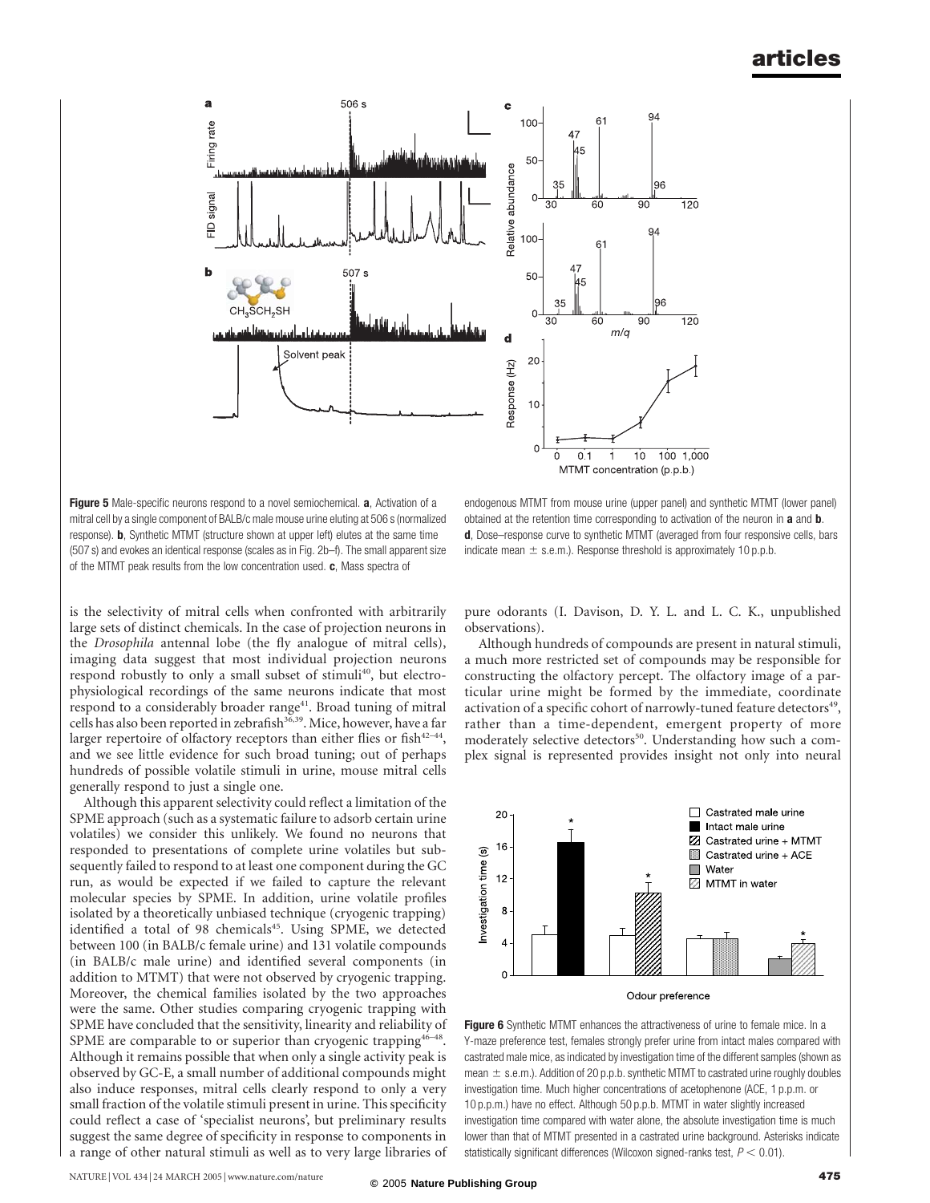**Figure 5** Male-specific neurons respond to a novel semiochemical. **a**, Activation of a mitral cell by a single component of BALB/c male mouse urine eluting at 506 s (normalized response). **b**, Synthetic MTMT (structure shown at upper left) elutes at the same time (507 s) and evokes an identical response (scales as in Fig. 2b–f). The small apparent size of the MTMT peak results from the low concentration used. **c**, Mass spectra of endogenous MTMT from mouse urine (upper panel) and synthetic MTMT (lower panel) obtained at the retention time corresponding to activation of the neuron in **a** and **b**. **d**, Dose–response curve to synthetic MTMT (averaged from four responsive cells, bars indicate mean ± s.e.m.). Response threshold is approximately 10 p.p.b.

is the selectivity of mitral cells when confronted with arbitrarily large sets of distinct chemicals. In the case of projection neurons in the *Drosophila* antennal lobe (the fly analogue of mitral cells), imaging data suggest that most individual projection neurons respond robustly to only a small subset of stimuli[40], but electrophysiological recordings of the same neurons indicate that most respond to a considerably broader range[41]. Broad tuning of mitral cells has also been reported in zebrafish[36,39]. Mice, however, have a far larger repertoire of olfactory receptors than either flies or fish[42–44], and we see little evidence for such broad tuning; out of perhaps hundreds of possible volatile stimuli in urine, mouse mitral cells generally respond to just a single one.

Although this apparent selectivity could reflect a limitation of the SPME approach (such as a systematic failure to adsorb certain urine volatiles) we consider this unlikely. We found no neurons that responded to presentations of complete urine volatiles but subsequently failed to respond to at least one component during the GC run, as would be expected if we failed to capture the relevant molecular species by SPME. In addition, urine volatile profiles isolated by a theoretically unbiased technique (cryogenic trapping) identified a total of 98 chemicals[45]. Using SPME, we detected between 100 (in BALB/c female urine) and 131 volatile compounds (in BALB/c male urine) and identified several components (in addition to MTMT) that were not observed by cryogenic trapping. Moreover, the chemical families isolated by the two approaches were the same. Other studies comparing cryogenic trapping with SPME have concluded that the sensitivity, linearity and reliability of SPME are comparable to or superior than cryogenic trapping[46–48]. Although it remains possible that when only a single activity peak is observed by GC-E, a small number of additional compounds might also induce responses, mitral cells clearly respond to only a very small fraction of the volatile stimuli present in urine. This specificity could reflect a case of 'specialist neurons', but preliminary results suggest the same degree of specificity in response to components in a range of other natural stimuli as well as to very large libraries of pure odorants (I. Davison, D. Y. L. and L. C. K., unpublished observations).

Although hundreds of compounds are present in natural stimuli, a much more restricted set of compounds may be responsible for constructing the olfactory percept. The olfactory image of a particular urine might be formed by the immediate, coordinate activation of a specific cohort of narrowly-tuned feature detectors[49], rather than a time-dependent, emergent property of more moderately selective detectors[50]. Understanding how such a complex signal is represented provides insight not only into neural

**Figure 6** Synthetic MTMT enhances the attractiveness of urine to female mice. In a Y-maze preference test, females strongly prefer urine from intact males compared with castrated male mice, as indicated by investigation time of the different samples (shown as mean ± s.e.m.). Addition of 20 p.p.b. synthetic MTMT to castrated urine roughly doubles investigation time. Much higher concentrations of acetophenone (ACE, 1 p.p.m. or 10 p.p.m.) have no effect. Although 50 p.p.b. MTMT in water slightly increased investigation time compared with water alone, the absolute investigation time is much lower than that of MTMT presented in a castrated urine background. Asterisks indicate statistically significant differences (Wilcoxon signed-ranks test, $P < 0.01$).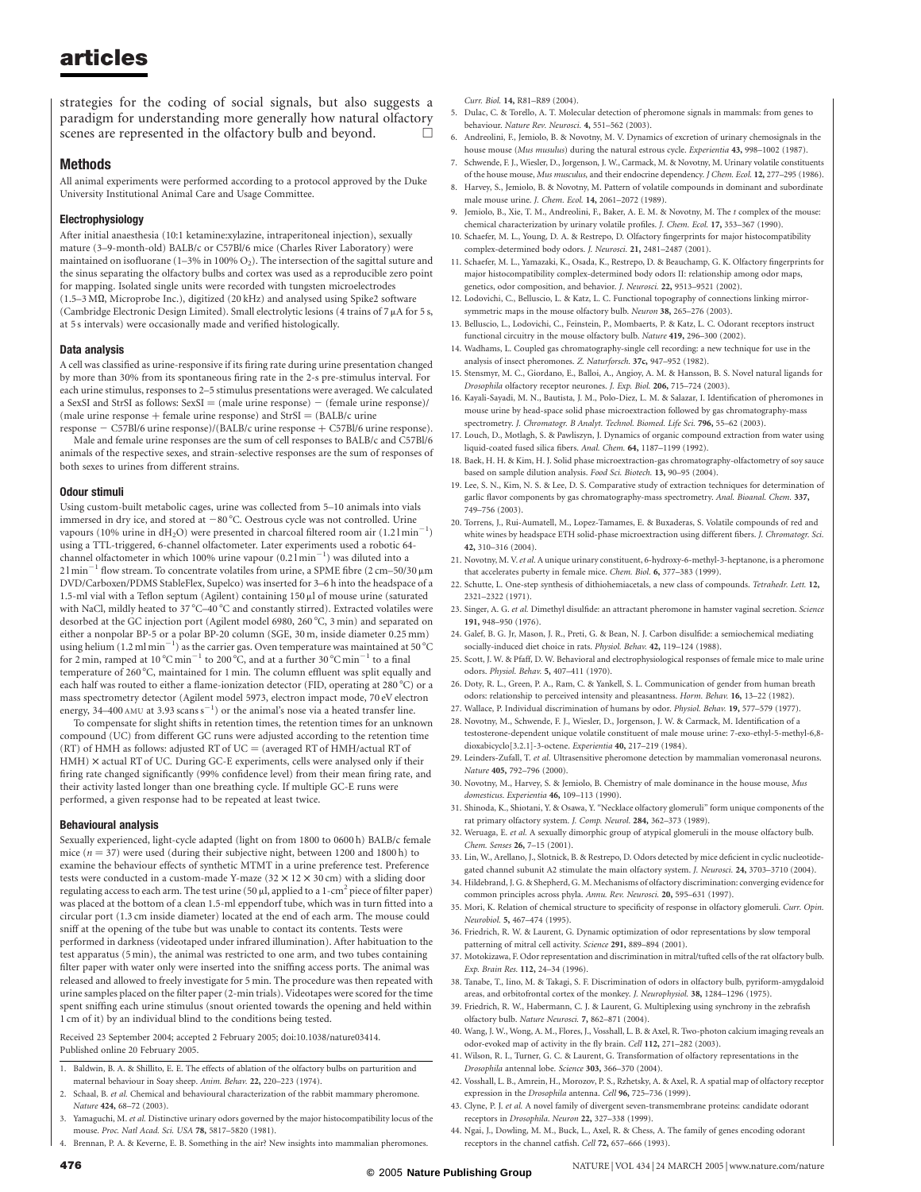strategies for the coding of social signals, but also suggests a paradigm for understanding more generally how natural olfactory scenes are represented in the olfactory bulb and beyond. □

## Methods

All animal experiments were performed according to a protocol approved by the Duke University Institutional Animal Care and Usage Committee.

### Electrophysiology

After initial anaesthesia (10:1 ketamine:xylazine, intraperitoneal injection), sexually mature (3–9-month-old) BALB/c or C57Bl/6 mice (Charles River Laboratory) were maintained on isofluorane (1–3% in 100% $O_2$). The intersection of the sagittal suture and the sinus separating the olfactory bulbs and cortex was used as a reproducible zero point for mapping. Isolated single units were recorded with tungsten microelectrodes (1.5–3 MΩ, Microprobe Inc.), digitized (20 kHz) and analysed using Spike2 software (Cambridge Electronic Design Limited). Small electrolytic lesions (4 trains of 7 μA for 5 s, at 5 s intervals) were occasionally made and verified histologically.

### Data analysis

A cell was classified as urine-responsive if its firing rate during urine presentation changed by more than 30% from its spontaneous firing rate in the 2-s pre-stimulus interval. For each urine stimulus, responses to 2–5 stimulus presentations were averaged. We calculated a SexSI and StrSI as follows: SexSI = (male urine response) − (female urine response)/(male urine response + female urine response) and StrSI = (BALB/c urine response − C57Bl/6 urine response)/(BALB/c urine response + C57Bl/6 urine response).

Male and female urine responses are the sum of cell responses to BALB/c and C57Bl/6 animals of the respective sexes, and strain-selective responses are the sum of responses of both sexes to urines from different strains.

### Odour stimuli

Using custom-built metabolic cages, urine was collected from 5–10 animals into vials immersed in dry ice, and stored at −80 °C. Oestrous cycle was not controlled. Urine vapours (10% urine in $dH_2O$) were presented in charcoal filtered room air ($1.2\,l\,min^{-1}$) using a TTL-triggered, 6-channel olfactometer. Later experiments used a robotic 64-channel olfactometer in which 100% urine vapour ($0.2\,l\,min^{-1}$) was diluted into a $2\,l\,min^{-1}$ flow stream. To concentrate volatiles from urine, a SPME fibre (2 cm–50/30 μm DVD/Carboxen/PDMS StableFlex, Supelco) was inserted for 3–6 h into the headspace of a 1.5-ml vial with a Teflon septum (Agilent) containing 150 μl of mouse urine (saturated with NaCl, mildly heated to 37 °C–40 °C and constantly stirred). Extracted volatiles were desorbed at the GC injection port (Agilent model 6980, 260 °C, 3 min) and separated on either a nonpolar BP-5 or a polar BP-20 column (SGE, 30 m, inside diameter 0.25 mm) using helium ($1.2\,ml\,min^{-1}$) as the carrier gas. Oven temperature was maintained at 50 °C for 2 min, ramped at 10 °C min$^{-1}$ to 200 °C, and at a further 30 °C min$^{-1}$ to a final temperature of 260 °C, maintained for 1 min. The column effluent was split equally and each half was routed to either a flame-ionization detector (FID, operating at 280 °C) or a mass spectrometry detector (Agilent model 5973, electron impact mode, 70 eV electron energy, 34–400 AMU at 3.93 scans s$^{-1}$) or the animal's nose via a heated transfer line.

To compensate for slight shifts in retention times, the retention times for an unknown compound (UC) from different GC runs were adjusted according to the retention time (RT) of HMH as follows: adjusted RT of UC = (averaged RT of HMH/actual RT of HMH) × actual RT of UC. During GC-E experiments, cells were analysed only if their firing rate changed significantly (99% confidence level) from their mean firing rate, and their activity lasted longer than one breathing cycle. If multiple GC-E runs were performed, a given response had to be repeated at least twice.

### Behavioural analysis

Sexually experienced, light-cycle adapted (light on from 1800 to 0600 h) BALB/c female mice ($n = 37$) were used (during their subjective night, between 1200 and 1800 h) to examine the behaviour effects of synthetic MTMT in a urine preference test. Preference tests were conducted in a custom-made Y-maze (32 × 12 × 30 cm) with a sliding door regulating access to each arm. The test urine (50 μl, applied to a 1-cm$^2$ piece of filter paper) was placed at the bottom of a clean 1.5-ml eppendorf tube, which was in turn fitted into a circular port (1.3 cm inside diameter) located at the end of each arm. The mouse could sniff at the opening of the tube but was unable to contact its contents. Tests were performed in darkness (videotaped under infrared illumination). After habituation to the test apparatus (5 min), the animal was restricted to one arm, and two tubes containing filter paper with water only were inserted into the sniffing access ports. The animal was released and allowed to freely investigate for 5 min. The procedure was then repeated with urine samples placed on the filter paper (2-min trials). Videotapes were scored for the time spent sniffing each urine stimulus (snout oriented towards the opening and held within 1 cm of it) by an individual blind to the conditions being tested.

Received 23 September 2004; accepted 2 February 2005; doi:10.1038/nature03414.
Published online 20 February 2005.

1. Baldwin, B. A. & Shillito, E. E. The effects of ablation of the olfactory bulbs on parturition and maternal behaviour in Soay sheep. *Anim. Behav.* **22,** 220–223 (1974).
2. Schaal, B. *et al.* Chemical and behavioural characterization of the rabbit mammary pheromone. *Nature* **424,** 68–72 (2003).
3. Yamaguchi, M. *et al.* Distinctive urinary odors governed by the major histocompatibility locus of the mouse. *Proc. Natl Acad. Sci. USA* **78,** 5817–5820 (1981).
4. Brennan, P. A. & Keverne, E. B. Something in the air? New insights into mammalian pheromones. *Curr. Biol.* **14,** R81–R89 (2004).
5. Dulac, C. & Torello, A. T. Molecular detection of pheromone signals in mammals: from genes to behaviour. *Nature Rev. Neurosci.* **4,** 551–562 (2003).
6. Andreolini, F., Jemiolo, B. & Novotny, M. V. Dynamics of excretion of urinary chemosignals in the house mouse (*Mus musulus*) during the natural estrous cycle. *Experientia* **43,** 998–1002 (1987).
7. Schwende, F. J., Wiesler, D., Jorgenson, J. W., Carmack, M. & Novotny, M. Urinary volatile constituents of the house mouse, *Mus musculus*, and their endocrine dependency. *J Chem. Ecol.* **12,** 277–295 (1986).
8. Harvey, S., Jemiolo, B. & Novotny, M. Pattern of volatile compounds in dominant and subordinate male mouse urine. *J. Chem. Ecol.* **14,** 2061–2072 (1989).
9. Jemiolo, B., Xie, T. M., Andreolini, F., Baker, A. E. M. & Novotny, M. The *t* complex of the mouse: chemical characterization by urinary volatile profiles. *J. Chem. Ecol.* **17,** 353–367 (1990).
10. Schaefer, M. L., Young, D. A. & Restrepo, D. Olfactory fingerprints for major histocompatibility complex-determined body odors. *J. Neurosci.* **21,** 2481–2487 (2001).
11. Schaefer, M. L., Yamazaki, K., Osada, K., Restrepo, D. & Beauchamp, G. K. Olfactory fingerprints for major histocompatibility complex-determined body odors II: relationship among odor maps, genetics, odor composition, and behavior. *J. Neurosci.* **22,** 9513–9521 (2002).
12. Lodovichi, C., Belluscio, L. & Katz, L. C. Functional topography of connections linking mirror-symmetric maps in the mouse olfactory bulb. *Neuron* **38,** 265–276 (2003).
13. Belluscio, L., Lodovichi, C., Feinstein, P., Mombaerts, P. & Katz, L. C. Odorant receptors instruct functional circuitry in the mouse olfactory bulb. *Nature* **419,** 296–300 (2002).
14. Wadhams, L. Coupled gas chromatography-single cell recording: a new technique for use in the analysis of insect pheromones. *Z. Naturforsch.* **37c,** 947–952 (1982).
15. Stensmyr, M. C., Giordano, E., Balloi, A., Angioy, A. M. & Hansson, B. S. Novel natural ligands for *Drosophila* olfactory receptor neurones. *J. Exp. Biol.* **206,** 715–724 (2003).
16. Kayali-Sayadi, M. N., Bautista, J. M., Polo-Diez, L. M. & Salazar, I. Identification of pheromones in mouse urine by head-space solid phase microextraction followed by gas chromatography-mass spectrometry. *J. Chromatogr. B Analyt. Technol. Biomed. Life Sci.* **796,** 55–62 (2003).
17. Louch, D., Motlagh, S. & Pawliszyn, J. Dynamics of organic compound extraction from water using liquid-coated fused silica fibers. *Anal. Chem.* **64,** 1187–1199 (1992).
18. Baek, H. H. & Kim, H. J. Solid phase microextraction-gas chromatography-olfactometry of soy sauce based on sample dilution analysis. *Food Sci. Biotech.* **13,** 90–95 (2004).
19. Lee, S. N., Kim, N. S. & Lee, D. S. Comparative study of extraction techniques for determination of garlic flavor components by gas chromatography-mass spectrometry. *Anal. Bioanal. Chem.* **337,** 749–756 (2003).
20. Torrens, J., Rui-Aumatell, M., Lopez-Tamames, E. & Buxaderas, S. Volatile compounds of red and white wines by headspace ETH solid-phase microextraction using different fibers. *J. Chromatogr. Sci.* **42,** 310–316 (2004).
21. Novotny, M. V. *et al.* A unique urinary constituent, 6-hydroxy-6-methyl-3-heptanone, is a pheromone that accelerates puberty in female mice. *Chem. Biol.* **6,** 377–383 (1999).
22. Schutte, L. One-step synthesis of dithiohemiacetals, a new class of compounds. *Tetrahedr. Lett.* **12,** 2321–2322 (1971).
23. Singer, A. G. *et al.* Dimethyl disulfide: an attractant pheromone in hamster vaginal secretion. *Science* **191,** 948–950 (1976).
24. Galef, B. G. Jr, Mason, J. R., Preti, G. & Bean, N. J. Carbon disulfide: a semiochemical mediating socially-induced diet choice in rats. *Physiol. Behav.* **42,** 119–124 (1988).
25. Scott, J. W. & Pfaff, D. W. Behavioral and electrophysiological responses of female mice to male urine odors. *Physiol. Behav.* **5,** 407–411 (1970).
26. Doty, R. L., Green, P. A., Ram, C. & Yankell, S. L. Communication of gender from human breath odors: relationship to perceived intensity and pleasantness. *Horm. Behav.* **16,** 13–22 (1982).
27. Wallace, P. Individual discrimination of humans by odor. *Physiol. Behav.* **19,** 577–579 (1977).
28. Novotny, M., Schwende, F. J., Wiesler, D., Jorgenson, J. W. & Carmack, M. Identification of a testosterone-dependent unique volatile constituent of male mouse urine: 7-exo-ethyl-5-methyl-6,8-dioxabicyclo[3.2.1]-3-octene. *Experientia* **40,** 217–219 (1984).
29. Leinders-Zufall, T. *et al.* Ultrasensitive pheromone detection by mammalian vomeronasal neurons. *Nature* **405,** 792–796 (2000).
30. Novotny, M., Harvey, S. & Jemiolo, B. Chemistry of male dominance in the house mouse, *Mus domesticus*. *Experientia* **46,** 109–113 (1990).
31. Shinoda, K., Shiotani, Y. & Osawa, Y. "Necklace olfactory glomeruli" form unique components of the rat primary olfactory system. *J. Comp. Neurol.* **284,** 362–373 (1989).
32. Weruaga, E. *et al.* A sexually dimorphic group of atypical glomeruli in the mouse olfactory bulb. *Chem. Senses* **26,** 7–15 (2001).
33. Lin, W., Arellano, J., Slotnick, B. & Restrepo, D. Odors detected by mice deficient in cyclic nucleotide-gated channel subunit A2 stimulate the main olfactory system. *J. Neurosci.* **24,** 3703–3710 (2004).
34. Hildebrand, J. G. & Shepherd, G. M. Mechanisms of olfactory discrimination: converging evidence for common principles across phyla. *Annu. Rev. Neurosci.* **20,** 595–631 (1997).
35. Mori, K. Relation of chemical structure to specificity of response in olfactory glomeruli. *Curr. Opin. Neurobiol.* **5,** 467–474 (1995).
36. Friedrich, R. W. & Laurent, G. Dynamic optimization of odor representations by slow temporal patterning of mitral cell activity. *Science* **291,** 889–894 (2001).
37. Motokizawa, F. Odor representation and discrimination in mitral/tufted cells of the rat olfactory bulb. *Exp. Brain Res.* **112,** 24–34 (1996).
38. Tanabe, T., Iino, M. & Takagi, S. F. Discrimination of odors in olfactory bulb, pyriform-amygdaloid areas, and orbitofrontal cortex of the monkey. *J. Neurophysiol.* **38,** 1284–1296 (1975).
39. Friedrich, R. W., Habermann, C. J. & Laurent, G. Multiplexing using synchrony in the zebrafish olfactory bulb. *Nature Neurosci.* **7,** 862–871 (2004).
40. Wang, J. W., Wong, A. M., Flores, J., Vosshall, L. B. & Axel, R. Two-photon calcium imaging reveals an odor-evoked map of activity in the fly brain. *Cell* **112,** 271–282 (2003).
41. Wilson, R. I., Turner, G. C. & Laurent, G. Transformation of olfactory representations in the *Drosophila* antennal lobe. *Science* **303,** 366–370 (2004).
42. Vosshall, L. B., Amrein, H., Morozov, P. S., Rzhetsky, A. & Axel, R. A spatial map of olfactory receptor expression in the *Drosophila* antenna. *Cell* **96,** 725–736 (1999).
43. Clyne, P. J. *et al.* A novel family of divergent seven-transmembrane proteins: candidate odorant receptors in *Drosophila*. *Neuron* **22,** 327–338 (1999).
44. Ngai, J., Dowling, M. M., Buck, L., Axel, R. & Chess, A. The family of genes encoding odorant receptors in the channel catfish. *Cell* **72,** 657–666 (1993).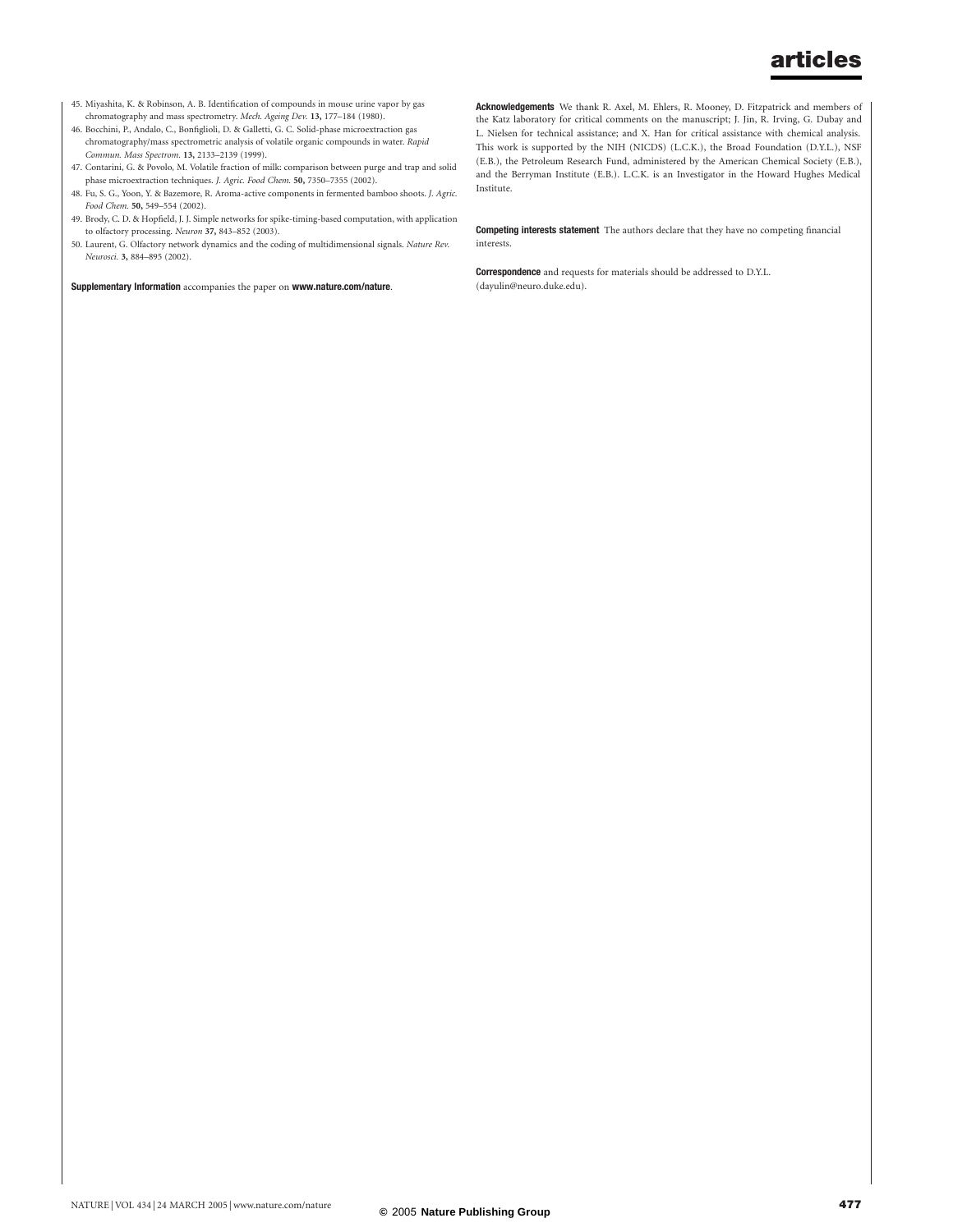45. Miyashita, K. & Robinson, A. B. Identification of compounds in mouse urine vapor by gas chromatography and mass spectrometry. *Mech. Ageing Dev.* **13,** 177–184 (1980).
46. Bocchini, P., Andalo, C., Bonfiglioli, D. & Galletti, G. C. Solid-phase microextraction gas chromatography/mass spectrometric analysis of volatile organic compounds in water. *Rapid Commun. Mass Spectrom.* **13,** 2133–2139 (1999).
47. Contarini, G. & Povolo, M. Volatile fraction of milk: comparison between purge and trap and solid phase microextraction techniques. *J. Agric. Food Chem.* **50,** 7350–7355 (2002).
48. Fu, S. G., Yoon, Y. & Bazemore, R. Aroma-active components in fermented bamboo shoots. *J. Agric. Food Chem.* **50,** 549–554 (2002).
49. Brody, C. D. & Hopfield, J. J. Simple networks for spike-timing-based computation, with application to olfactory processing. *Neuron* **37,** 843–852 (2003).
50. Laurent, G. Olfactory network dynamics and the coding of multidimensional signals. *Nature Rev. Neurosci.* **3,** 884–895 (2002).

**Supplementary Information** accompanies the paper on **www.nature.com/nature**.

**Acknowledgements** We thank R. Axel, M. Ehlers, R. Mooney, D. Fitzpatrick and members of the Katz laboratory for critical comments on the manuscript; J. Jin, R. Irving, G. Dubay and L. Nielsen for technical assistance; and X. Han for critical assistance with chemical analysis. This work is supported by the NIH (NICDS) (L.C.K.), the Broad Foundation (D.Y.L.), NSF (E.B.), the Petroleum Research Fund, administered by the American Chemical Society (E.B.), and the Berryman Institute (E.B.). L.C.K. is an Investigator in the Howard Hughes Medical Institute.

**Competing interests statement** The authors declare that they have no competing financial interests.

**Correspondence** and requests for materials should be addressed to D.Y.L. (dayulin@neuro.duke.edu).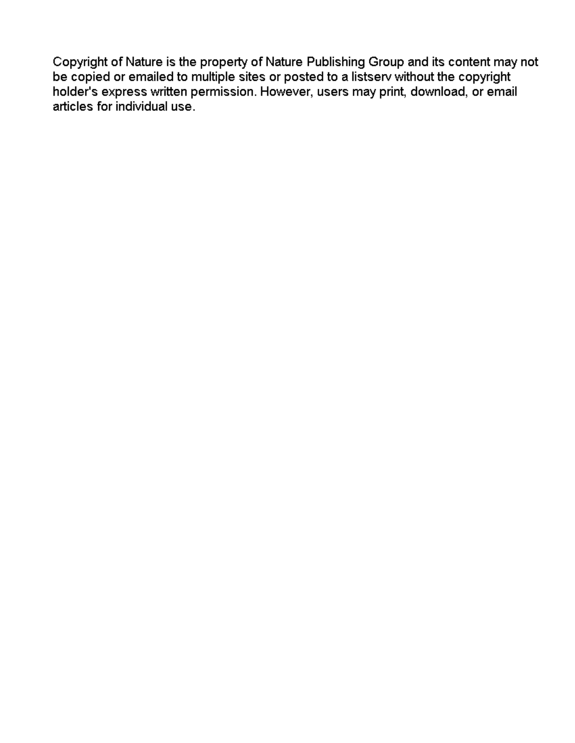Copyright of Nature is the property of Nature Publishing Group and its content may not be copied or emailed to multiple sites or posted to a listserv without the copyright holder's express written permission. However, users may print, download, or email articles for individual use.